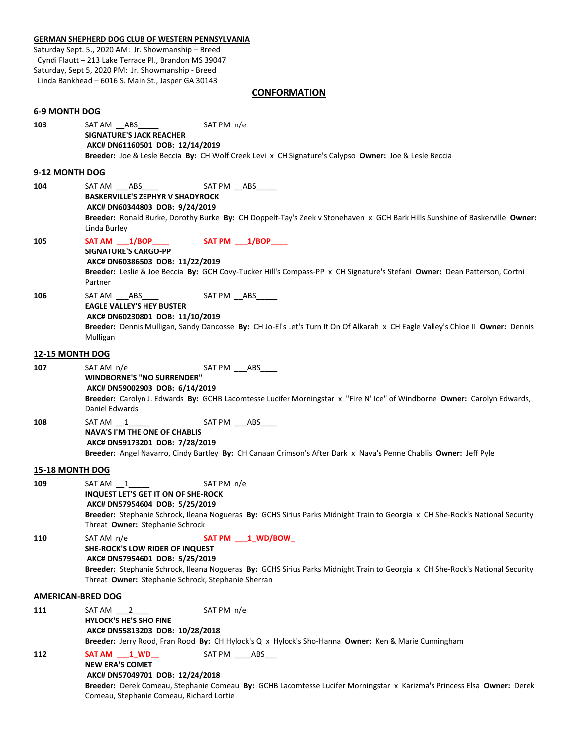**GERMAN SHEPHERD DOG CLUB OF WESTERN PENNSYLVANIA**

Saturday Sept. 5., 2020 AM: Jr. Showmanship – Breed
Cyndi Flautt – 213 Lake Terrace Pl., Brandon MS 39047
Saturday, Sept 5, 2020 PM: Jr. Showmanship - Breed
Linda Bankhead – 6016 S. Main St., Jasper GA 30143

## CONFORMATION

### 6-9 MONTH DOG

**103** SAT AM __ABS_____ SAT PM n/e
**SIGNATURE'S JACK REACHER**
**AKC# DN61160501 DOB: 12/14/2019**
**Breeder:** Joe & Lesle Beccia **By:** CH Wolf Creek Levi x CH Signature's Calypso **Owner:** Joe & Lesle Beccia

### 9-12 MONTH DOG

**104** SAT AM ___ABS____ SAT PM __ABS_____
**BASKERVILLE'S ZEPHYR V SHADYROCK**
**AKC# DN60344803 DOB: 9/24/2019**
**Breeder:** Ronald Burke, Dorothy Burke **By:** CH Doppelt-Tay's Zeek v Stonehaven x GCH Bark Hills Sunshine of Baskerville **Owner:** Linda Burley

**105** **SAT AM ___1/BOP____** **SAT PM ___1/BOP____**
**SIGNATURE'S CARGO-PP**
**AKC# DN60386503 DOB: 11/22/2019**
**Breeder:** Leslie & Joe Beccia **By:** GCH Covy-Tucker Hill's Compass-PP x CH Signature's Stefani **Owner:** Dean Patterson, Cortni Partner

**106** SAT AM ___ABS____ SAT PM __ABS_____
**EAGLE VALLEY'S HEY BUSTER**
**AKC# DN60230801 DOB: 11/10/2019**
**Breeder:** Dennis Mulligan, Sandy Dancosse **By:** CH Jo-El's Let's Turn It On Of Alkarah x CH Eagle Valley's Chloe II **Owner:** Dennis Mulligan

### 12-15 MONTH DOG

**107** SAT AM n/e SAT PM ___ABS____
**WINDBORNE'S "NO SURRENDER"**
**AKC# DN59002903 DOB: 6/14/2019**
**Breeder:** Carolyn J. Edwards **By:** GCHB Lacomtesse Lucifer Morningstar x "Fire N' Ice" of Windborne **Owner:** Carolyn Edwards, Daniel Edwards

**108** SAT AM __1_____ SAT PM ___ABS____
**NAVA'S I'M THE ONE OF CHABLIS**
**AKC# DN59173201 DOB: 7/28/2019**
**Breeder:** Angel Navarro, Cindy Bartley **By:** CH Canaan Crimson's After Dark x Nava's Penne Chablis **Owner:** Jeff Pyle

### 15-18 MONTH DOG

**109** SAT AM __1_____ SAT PM n/e
**INQUEST LET'S GET IT ON OF SHE-ROCK**
**AKC# DN57954604 DOB: 5/25/2019**
**Breeder:** Stephanie Schrock, Ileana Nogueras **By:** GCHS Sirius Parks Midnight Train to Georgia x CH She-Rock's National Security Threat **Owner:** Stephanie Schrock

**110** SAT AM n/e **SAT PM ___1_WD/BOW_**
**SHE-ROCK'S LOW RIDER OF INQUEST**
**AKC# DN57954601 DOB: 5/25/2019**
**Breeder:** Stephanie Schrock, Ileana Nogueras **By:** GCHS Sirius Parks Midnight Train to Georgia x CH She-Rock's National Security Threat **Owner:** Stephanie Schrock, Stephanie Sherran

### AMERICAN-BRED DOG

**111** SAT AM ___2____ SAT PM n/e
**HYLOCK'S HE'S SHO FINE**
**AKC# DN55813203 DOB: 10/28/2018**
**Breeder:** Jerry Rood, Fran Rood **By:** CH Hylock's Q x Hylock's Sho-Hanna **Owner:** Ken & Marie Cunningham

**112** **SAT AM ___1_WD__** SAT PM ____ABS___
**NEW ERA'S COMET**
**AKC# DN57049701 DOB: 12/24/2018**
**Breeder:** Derek Comeau, Stephanie Comeau **By:** GCHB Lacomtesse Lucifer Morningstar x Karizma's Princess Elsa **Owner:** Derek Comeau, Stephanie Comeau, Richard Lortie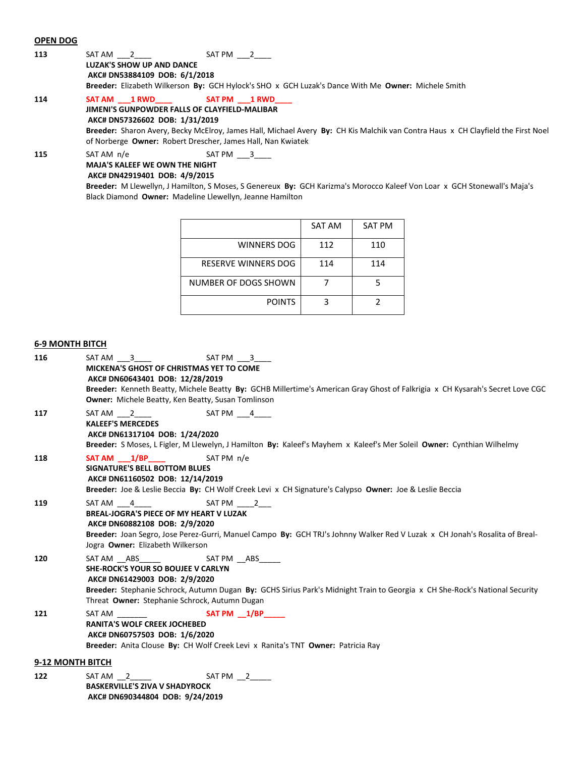## OPEN DOG

**113** SAT AM ___2____ SAT PM ___2____
**LUZAK'S SHOW UP AND DANCE**
**AKC# DN53884109 DOB: 6/1/2018**
**Breeder:** Elizabeth Wilkerson **By:** GCH Hylock's SHO x GCH Luzak's Dance With Me **Owner:** Michele Smith

**114** **SAT AM ___1 RWD____** **SAT PM ___1 RWD____**
**JIMENI'S GUNPOWDER FALLS OF CLAYFIELD-MALIBAR**
**AKC# DN57326602 DOB: 1/31/2019**
**Breeder:** Sharon Avery, Becky McElroy, James Hall, Michael Avery **By:** CH Kis Malchik van Contra Haus x CH Clayfield the First Noel of Norberge **Owner:** Robert Drescher, James Hall, Nan Kwiatek

**115** SAT AM n/e SAT PM ___3____
**MAJA'S KALEEF WE OWN THE NIGHT**
**AKC# DN42919401 DOB: 4/9/2015**
**Breeder:** M Llewellyn, J Hamilton, S Moses, S Genereux **By:** GCH Karizma's Morocco Kaleef Von Loar x GCH Stonewall's Maja's Black Diamond **Owner:** Madeline Llewellyn, Jeanne Hamilton

| | SAT AM | SAT PM |
|---|---|---|
| WINNERS DOG | 112 | 110 |
| RESERVE WINNERS DOG | 114 | 114 |
| NUMBER OF DOGS SHOWN | 7 | 5 |
| POINTS | 3 | 2 |

## 6-9 MONTH BITCH

**116** SAT AM ___3____ SAT PM ___3____
**MICKENA'S GHOST OF CHRISTMAS YET TO COME**
**AKC# DN60643401 DOB: 12/28/2019**
**Breeder:** Kenneth Beatty, Michele Beatty **By:** GCHB Millertime's American Gray Ghost of Falkrigia x CH Kysarah's Secret Love CGC **Owner:** Michele Beatty, Ken Beatty, Susan Tomlinson

**117** SAT AM ___2____ SAT PM ___4____
**KALEEF'S MERCEDES**
**AKC# DN61317104 DOB: 1/24/2020**
**Breeder:** S Moses, L Figler, M Llewelyn, J Hamilton **By:** Kaleef's Mayhem x Kaleef's Mer Soleil **Owner:** Cynthian Wilhelmy

**118** **SAT AM ___1/BP____** SAT PM n/e
**SIGNATURE'S BELL BOTTOM BLUES**
**AKC# DN61160502 DOB: 12/14/2019**
**Breeder:** Joe & Leslie Beccia **By:** CH Wolf Creek Levi x CH Signature's Calypso **Owner:** Joe & Leslie Beccia

**119** SAT AM ___4____ SAT PM ____2___
**BREAL-JOGRA'S PIECE OF MY HEART V LUZAK**
**AKC# DN60882108 DOB: 2/9/2020**
**Breeder:** Joan Segro, Jose Perez-Gurri, Manuel Campo **By:** GCH TRJ's Johnny Walker Red V Luzak x CH Jonah's Rosalita of Breal-Jogra **Owner:** Elizabeth Wilkerson

**120** SAT AM __ABS_____ SAT PM __ABS_____
**SHE-ROCK'S YOUR SO BOUJEE V CARLYN**
**AKC# DN61429003 DOB: 2/9/2020**
**Breeder:** Stephanie Schrock, Autumn Dugan **By:** GCHS Sirius Park's Midnight Train to Georgia x CH She-Rock's National Security Threat **Owner:** Stephanie Schrock, Autumn Dugan

**121** SAT AM _______ **SAT PM __1/BP_____**
**RANITA'S WOLF CREEK JOCHEBED**
**AKC# DN60757503 DOB: 1/6/2020**
**Breeder:** Anita Clouse **By:** CH Wolf Creek Levi x Ranita's TNT **Owner:** Patricia Ray

## 9-12 MONTH BITCH

**122** SAT AM __2_____ SAT PM __2_____
**BASKERVILLE'S ZIVA V SHADYROCK**
**AKC# DN690344804 DOB: 9/24/2019**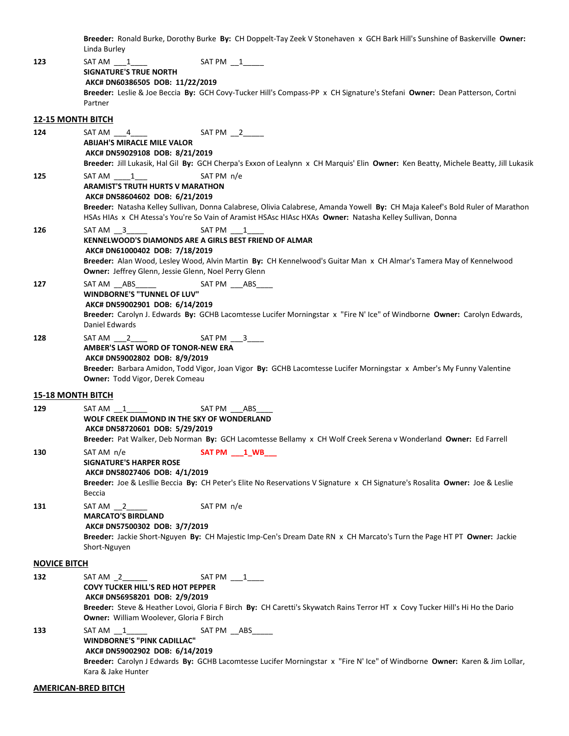**Breeder:** Ronald Burke, Dorothy Burke **By:** CH Doppelt-Tay Zeek V Stonehaven x GCH Bark Hill's Sunshine of Baskerville **Owner:** Linda Burley

**123** SAT AM ___1____ SAT PM __1_____
**SIGNATURE'S TRUE NORTH**
**AKC# DN60386505 DOB: 11/22/2019**
**Breeder:** Leslie & Joe Beccia **By:** GCH Covy-Tucker Hill's Compass-PP x CH Signature's Stefani **Owner:** Dean Patterson, Cortni Partner

## 12-15 MONTH BITCH

**124** SAT AM ___4____ SAT PM __2_____
**ABIJAH'S MIRACLE MILE VALOR**
**AKC# DN59029108 DOB: 8/21/2019**
**Breeder:** Jill Lukasik, Hal Gil **By:** GCH Cherpa's Exxon of Lealynn x CH Marquis' Elin **Owner:** Ken Beatty, Michele Beatty, Jill Lukasik

**125** SAT AM ____1___ SAT PM n/e
**ARAMIST'S TRUTH HURTS V MARATHON**
**AKC# DN58604602 DOB: 6/21/2019**
**Breeder:** Natasha Kelley Sullivan, Donna Calabrese, Olivia Calabrese, Amanda Yowell **By:** CH Maja Kaleef's Bold Ruler of Marathon HSAs HIAs x CH Atessa's You're So Vain of Aramist HSAsc HIAsc HXAs **Owner:** Natasha Kelley Sullivan, Donna

**126** SAT AM __3_____ SAT PM ___1____
**KENNELWOOD'S DIAMONDS ARE A GIRLS BEST FRIEND OF ALMAR**
**AKC# DN61000402 DOB: 7/18/2019**
**Breeder:** Alan Wood, Lesley Wood, Alvin Martin **By:** CH Kennelwood's Guitar Man x CH Almar's Tamera May of Kennelwood **Owner:** Jeffrey Glenn, Jessie Glenn, Noel Perry Glenn

**127** SAT AM __ABS_____ SAT PM ___ABS____
**WINDBORNE'S "TUNNEL OF LUV"**
**AKC# DN59002901 DOB: 6/14/2019**
**Breeder:** Carolyn J. Edwards **By:** GCHB Lacomtesse Lucifer Morningstar x "Fire N' Ice" of Windborne **Owner:** Carolyn Edwards, Daniel Edwards

**128** SAT AM ___2____ SAT PM ___3____
**AMBER'S LAST WORD OF TONOR-NEW ERA**
**AKC# DN59002802 DOB: 8/9/2019**
**Breeder:** Barbara Amidon, Todd Vigor, Joan Vigor **By:** GCHB Lacomtesse Lucifer Morningstar x Amber's My Funny Valentine **Owner:** Todd Vigor, Derek Comeau

## 15-18 MONTH BITCH

**129** SAT AM __1_____ SAT PM ___ABS____
**WOLF CREEK DIAMOND IN THE SKY OF WONDERLAND**
**AKC# DN58720601 DOB: 5/29/2019**
**Breeder:** Pat Walker, Deb Norman **By:** GCH Lacomtesse Bellamy x CH Wolf Creek Serena v Wonderland **Owner:** Ed Farrell

**130** SAT AM n/e **SAT PM ___1_WB___**
**SIGNATURE'S HARPER ROSE**
**AKC# DN58027406 DOB: 4/1/2019**
**Breeder:** Joe & Lesllie Beccia **By:** CH Peter's Elite No Reservations V Signature x CH Signature's Rosalita **Owner:** Joe & Leslie Beccia

**131** SAT AM __2_____ SAT PM n/e
**MARCATO'S BIRDLAND**
**AKC# DN57500302 DOB: 3/7/2019**
**Breeder:** Jackie Short-Nguyen **By:** CH Majestic Imp-Cen's Dream Date RN x CH Marcato's Turn the Page HT PT **Owner:** Jackie Short-Nguyen

## NOVICE BITCH

**132** SAT AM _2______ SAT PM ___1____
**COVY TUCKER HILL'S RED HOT PEPPER**
**AKC# DN56958201 DOB: 2/9/2019**
**Breeder:** Steve & Heather Lovoi, Gloria F Birch **By:** CH Caretti's Skywatch Rains Terror HT x Covy Tucker Hill's Hi Ho the Dario **Owner:** William Woolever, Gloria F Birch

**133** SAT AM __1_____ SAT PM __ABS_____
**WINDBORNE'S "PINK CADILLAC"**
**AKC# DN59002902 DOB: 6/14/2019**
**Breeder:** Carolyn J Edwards **By:** GCHB Lacomtesse Lucifer Morningstar x "Fire N' Ice" of Windborne **Owner:** Karen & Jim Lollar, Kara & Jake Hunter

## AMERICAN-BRED BITCH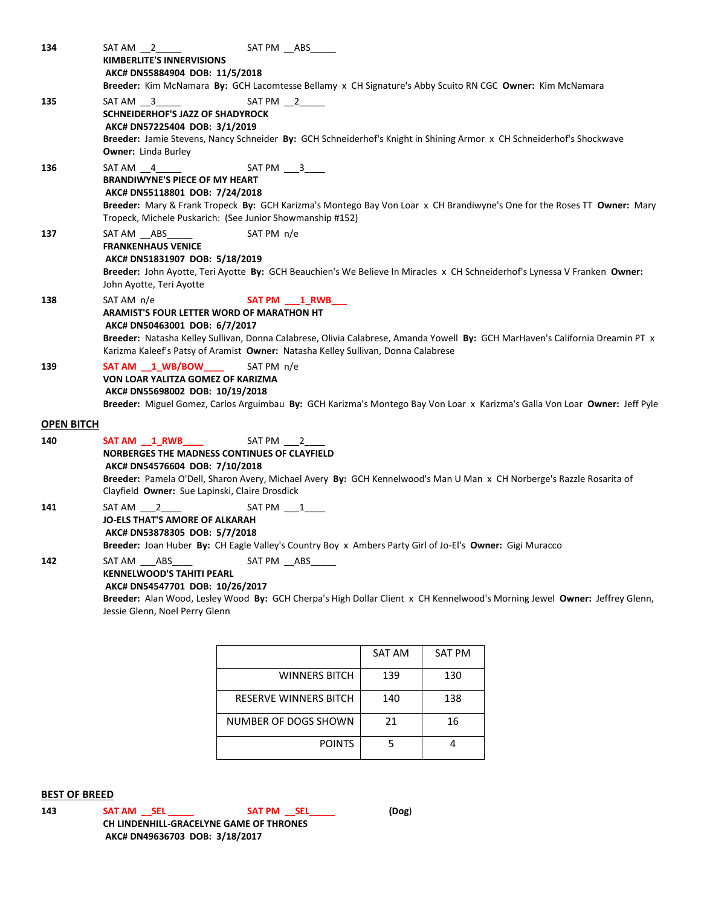**134** SAT AM __2_____ SAT PM __ABS_____
**KIMBERLITE'S INNERVISIONS**
**AKC# DN55884904 DOB: 11/5/2018**
**Breeder:** Kim McNamara **By:** GCH Lacomtesse Bellamy x CH Signature's Abby Scuito RN CGC **Owner:** Kim McNamara

**135** SAT AM __3_____ SAT PM __2_____
**SCHNEIDERHOF'S JAZZ OF SHADYROCK**
**AKC# DN57225404 DOB: 3/1/2019**
**Breeder:** Jamie Stevens, Nancy Schneider **By:** GCH Schneiderhof's Knight in Shining Armor x CH Schneiderhof's Shockwave **Owner:** Linda Burley

**136** SAT AM __4_____ SAT PM ___3____
**BRANDIWYNE'S PIECE OF MY HEART**
**AKC# DN55118801 DOB: 7/24/2018**
**Breeder:** Mary & Frank Tropeck **By:** GCH Karizma's Montego Bay Von Loar x CH Brandiwyne's One for the Roses TT **Owner:** Mary Tropeck, Michele Puskarich: (See Junior Showmanship #152)

**137** SAT AM __ABS_____ SAT PM n/e
**FRANKENHAUS VENICE**
**AKC# DN51831907 DOB: 5/18/2019**
**Breeder:** John Ayotte, Teri Ayotte **By:** GCH Beauchien's We Believe In Miracles x CH Schneiderhof's Lynessa V Franken **Owner:** John Ayotte, Teri Ayotte

**138** SAT AM n/e **SAT PM ___1_RWB___**
**ARAMIST'S FOUR LETTER WORD OF MARATHON HT**
**AKC# DN50463001 DOB: 6/7/2017**
**Breeder:** Natasha Kelley Sullivan, Donna Calabrese, Olivia Calabrese, Amanda Yowell **By:** GCH MarHaven's California Dreamin PT x Karizma Kaleef's Patsy of Aramist **Owner:** Natasha Kelley Sullivan, Donna Calabrese

**139** **SAT AM __1_WB/BOW____** SAT PM n/e
**VON LOAR YALITZA GOMEZ OF KARIZMA**
**AKC# DN55698002 DOB: 10/19/2018**
**Breeder:** Miguel Gomez, Carlos Arguimbau **By:** GCH Karizma's Montego Bay Von Loar x Karizma's Galla Von Loar **Owner:** Jeff Pyle

## OPEN BITCH

**140** **SAT AM __1_RWB____** SAT PM ___2____
**NORBERGES THE MADNESS CONTINUES OF CLAYFIELD**
**AKC# DN54576604 DOB: 7/10/2018**
**Breeder:** Pamela O'Dell, Sharon Avery, Michael Avery **By:** GCH Kennelwood's Man U Man x CH Norberge's Razzle Rosarita of Clayfield **Owner:** Sue Lapinski, Claire Drosdick

**141** SAT AM ___2____ SAT PM ___1____
**JO-ELS THAT'S AMORE OF ALKARAH**
**AKC# DN53878305 DOB: 5/7/2018**
**Breeder:** Joan Huber **By:** CH Eagle Valley's Country Boy x Ambers Party Girl of Jo-El's **Owner:** Gigi Muracco

**142** SAT AM ___ABS____ SAT PM __ABS_____
**KENNELWOOD'S TAHITI PEARL**
**AKC# DN54547701 DOB: 10/26/2017**
**Breeder:** Alan Wood, Lesley Wood **By:** GCH Cherpa's High Dollar Client x CH Kennelwood's Morning Jewel **Owner:** Jeffrey Glenn, Jessie Glenn, Noel Perry Glenn

| | SAT AM | SAT PM |
|---|---|---|
| WINNERS BITCH | 139 | 130 |
| RESERVE WINNERS BITCH | 140 | 138 |
| NUMBER OF DOGS SHOWN | 21 | 16 |
| POINTS | 5 | 4 |

## BEST OF BREED

**143** **SAT AM __SEL _____** **SAT PM __SEL_____** **(Dog)**
**CH LINDENHILL-GRACELYNE GAME OF THRONES**
**AKC# DN49636703 DOB: 3/18/2017**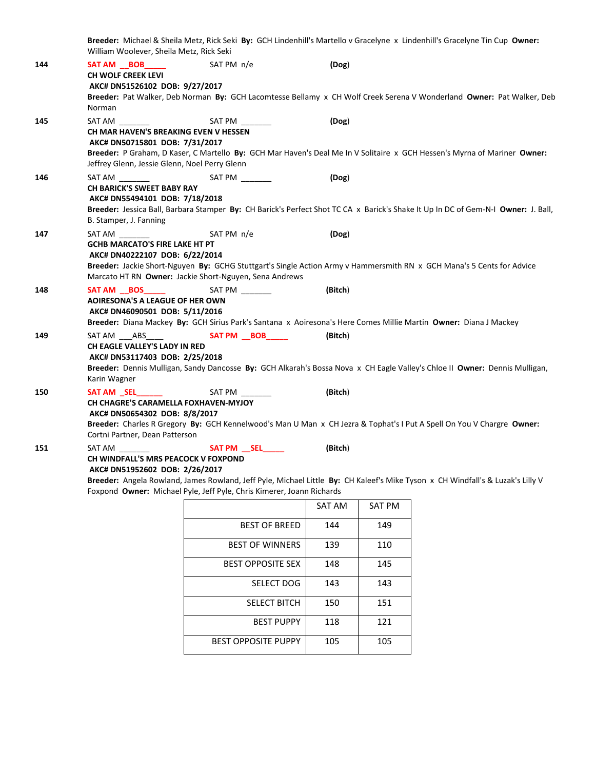**Breeder:** Michael & Sheila Metz, Rick Seki **By:** GCH Lindenhill's Martello v Gracelyne x Lindenhill's Gracelyne Tin Cup **Owner:** William Woolever, Sheila Metz, Rick Seki

**144** SAT AM __BOB_____ SAT PM n/e **(Dog)**
**CH WOLF CREEK LEVI**
**AKC# DN51526102 DOB: 9/27/2017**
**Breeder:** Pat Walker, Deb Norman **By:** GCH Lacomtesse Bellamy x CH Wolf Creek Serena V Wonderland **Owner:** Pat Walker, Deb Norman

**145** SAT AM _______ SAT PM _______ **(Dog)**
**CH MAR HAVEN'S BREAKING EVEN V HESSEN**
**AKC# DN50715801 DOB: 7/31/2017**
**Breeder:** P Graham, D Kaser, C Martello **By:** GCH Mar Haven's Deal Me In V Solitaire x GCH Hessen's Myrna of Mariner **Owner:** Jeffrey Glenn, Jessie Glenn, Noel Perry Glenn

**146** SAT AM _______ SAT PM _______ **(Dog)**
**CH BARICK'S SWEET BABY RAY**
**AKC# DN55494101 DOB: 7/18/2018**
**Breeder:** Jessica Ball, Barbara Stamper **By:** CH Barick's Perfect Shot TC CA x Barick's Shake It Up In DC of Gem-N-I **Owner:** J. Ball, B. Stamper, J. Fanning

**147** SAT AM _______ SAT PM n/e **(Dog)**
**GCHB MARCATO'S FIRE LAKE HT PT**
**AKC# DN40222107 DOB: 6/22/2014**
**Breeder:** Jackie Short-Nguyen **By:** GCHG Stuttgart's Single Action Army v Hammersmith RN x GCH Mana's 5 Cents for Advice Marcato HT RN **Owner:** Jackie Short-Nguyen, Sena Andrews

**148** SAT AM __BOS_____ SAT PM _______ **(Bitch)**
**AOIRESONA'S A LEAGUE OF HER OWN**
**AKC# DN46090501 DOB: 5/11/2016**
**Breeder:** Diana Mackey **By:** GCH Sirius Park's Santana x Aoiresona's Here Comes Millie Martin **Owner:** Diana J Mackey

**149** SAT AM ___ABS____ SAT PM __BOB_____ **(Bitch)**
**CH EAGLE VALLEY'S LADY IN RED**
**AKC# DN53117403 DOB: 2/25/2018**
**Breeder:** Dennis Mulligan, Sandy Dancosse **By:** GCH Alkarah's Bossa Nova x CH Eagle Valley's Chloe II **Owner:** Dennis Mulligan, Karin Wagner

**150** SAT AM _SEL______ SAT PM _______ **(Bitch)**
**CH CHAGRE'S CARAMELLA FOXHAVEN-MYJOY**
**AKC# DN50654302 DOB: 8/8/2017**
**Breeder:** Charles R Gregory **By:** GCH Kennelwood's Man U Man x CH Jezra & Tophat's I Put A Spell On You V Chargre **Owner:** Cortni Partner, Dean Patterson

**151** SAT AM _______ SAT PM __SEL_____ **(Bitch)**
**CH WINDFALL'S MRS PEACOCK V FOXPOND**
**AKC# DN51952602 DOB: 2/26/2017**
**Breeder:** Angela Rowland, James Rowland, Jeff Pyle, Michael Little **By:** CH Kaleef's Mike Tyson x CH Windfall's & Luzak's Lilly V Foxpond **Owner:** Michael Pyle, Jeff Pyle, Chris Kimerer, Joann Richards

| | SAT AM | SAT PM |
|---|---|---|
| BEST OF BREED | 144 | 149 |
| BEST OF WINNERS | 139 | 110 |
| BEST OPPOSITE SEX | 148 | 145 |
| SELECT DOG | 143 | 143 |
| SELECT BITCH | 150 | 151 |
| BEST PUPPY | 118 | 121 |
| BEST OPPOSITE PUPPY | 105 | 105 |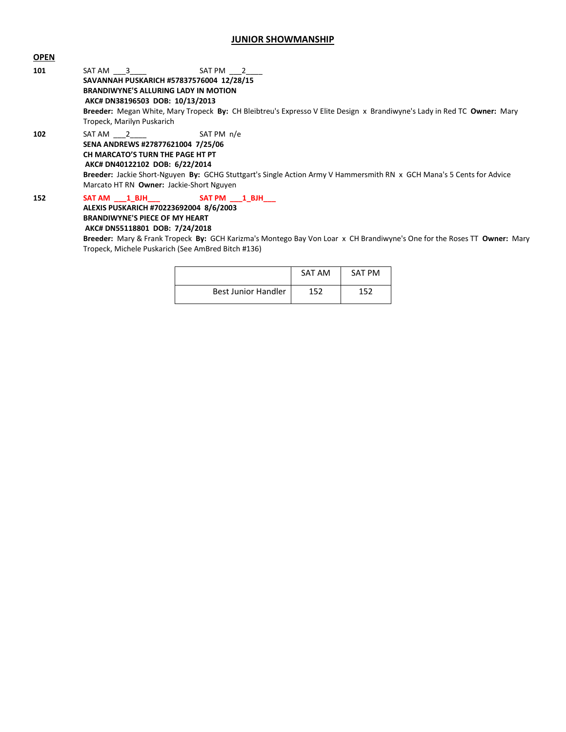## JUNIOR SHOWMANSHIP

**OPEN**

**101** SAT AM ___3____ SAT PM ___2____
**SAVANNAH PUSKARICH #57837576004 12/28/15**
**BRANDIWYNE'S ALLURING LADY IN MOTION**
**AKC# DN38196503 DOB: 10/13/2013**
**Breeder:** Megan White, Mary Tropeck **By:** CH Bleibtreu's Expresso V Elite Design x Brandiwyne's Lady in Red TC **Owner:** Mary Tropeck, Marilyn Puskarich

**102** SAT AM ___2____ SAT PM n/e
**SENA ANDREWS #27877621004 7/25/06**
**CH MARCATO'S TURN THE PAGE HT PT**
**AKC# DN40122102 DOB: 6/22/2014**
**Breeder:** Jackie Short-Nguyen **By:** GCHG Stuttgart's Single Action Army V Hammersmith RN x GCH Mana's 5 Cents for Advice Marcato HT RN **Owner:** Jackie-Short Nguyen

**152** **SAT AM ___1_BJH___** **SAT PM ___1_BJH___**
**ALEXIS PUSKARICH #70223692004 8/6/2003**
**BRANDIWYNE'S PIECE OF MY HEART**
**AKC# DN55118801 DOB: 7/24/2018**
**Breeder:** Mary & Frank Tropeck **By:** GCH Karizma's Montego Bay Von Loar x CH Brandiwyne's One for the Roses TT **Owner:** Mary Tropeck, Michele Puskarich (See AmBred Bitch #136)

| | SAT AM | SAT PM |
|---|---|---|
| Best Junior Handler | 152 | 152 |